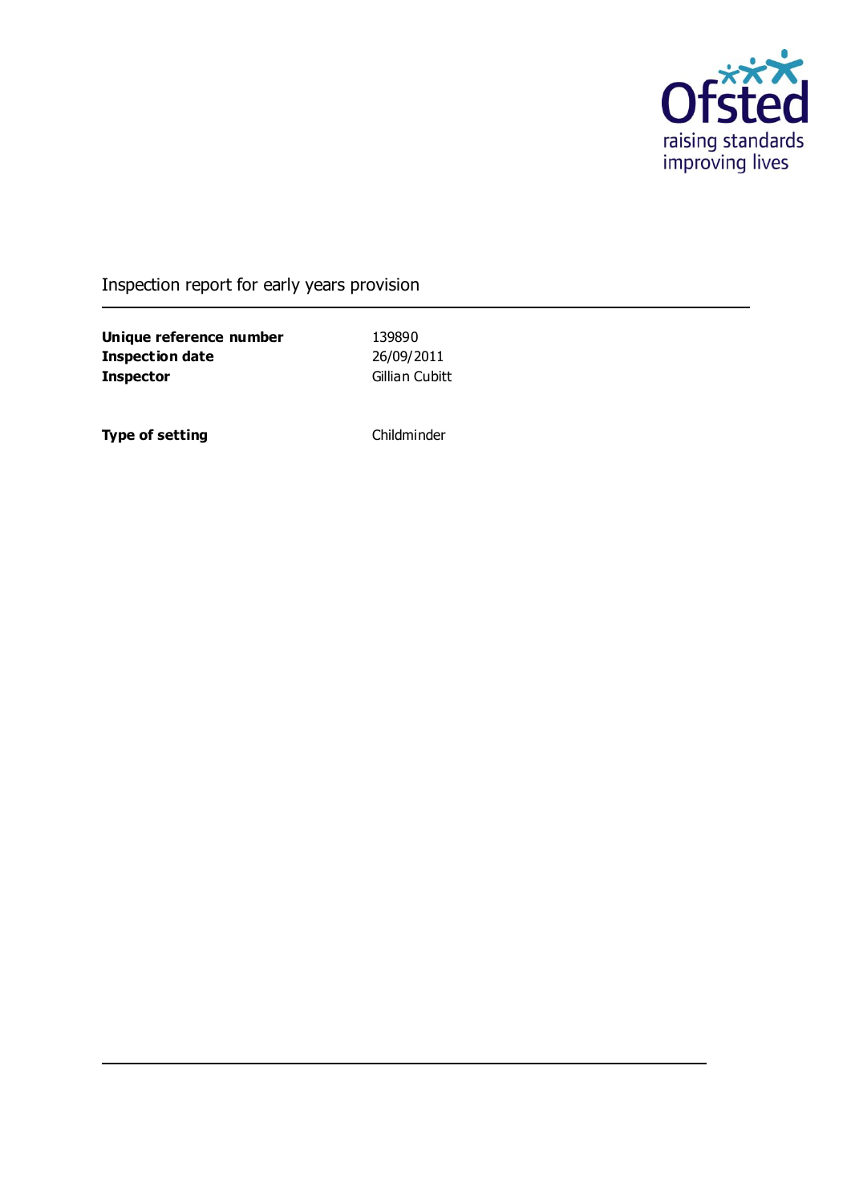Ofsted
raising standards
improving lives

Inspection report for early years provision

| | |
|---|---|
| **Unique reference number** | 139890 |
| **Inspection date** | 26/09/2011 |
| **Inspector** | Gillian Cubitt |

| | |
|---|---|
| **Type of setting** | Childminder |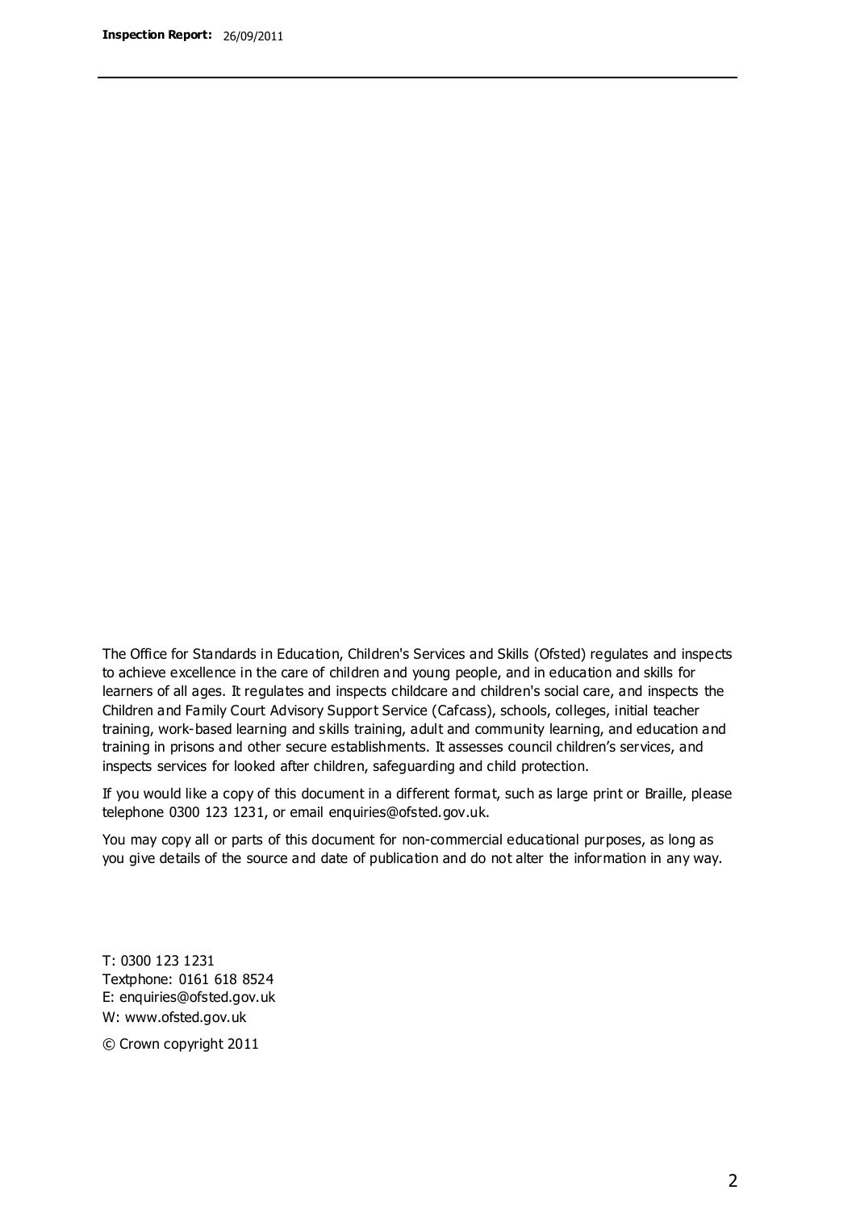The Office for Standards in Education, Children's Services and Skills (Ofsted) regulates and inspects to achieve excellence in the care of children and young people, and in education and skills for learners of all ages. It regulates and inspects childcare and children's social care, and inspects the Children and Family Court Advisory Support Service (Cafcass), schools, colleges, initial teacher training, work-based learning and skills training, adult and community learning, and education and training in prisons and other secure establishments. It assesses council children's services, and inspects services for looked after children, safeguarding and child protection.

If you would like a copy of this document in a different format, such as large print or Braille, please telephone 0300 123 1231, or email enquiries@ofsted.gov.uk.

You may copy all or parts of this document for non-commercial educational purposes, as long as you give details of the source and date of publication and do not alter the information in any way.

T: 0300 123 1231
Textphone: 0161 618 8524
E: enquiries@ofsted.gov.uk
W: www.ofsted.gov.uk

© Crown copyright 2011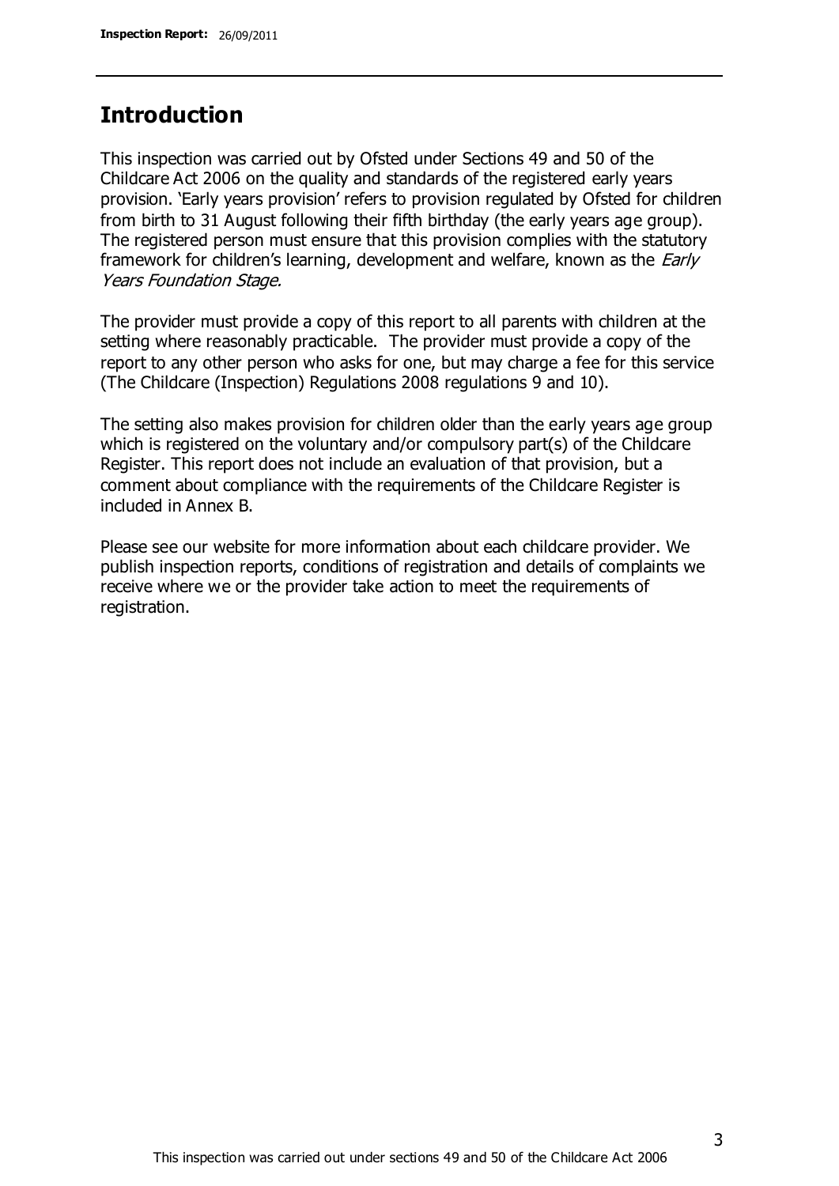## Introduction

This inspection was carried out by Ofsted under Sections 49 and 50 of the Childcare Act 2006 on the quality and standards of the registered early years provision. 'Early years provision' refers to provision regulated by Ofsted for children from birth to 31 August following their fifth birthday (the early years age group). The registered person must ensure that this provision complies with the statutory framework for children's learning, development and welfare, known as the *Early Years Foundation Stage.*

The provider must provide a copy of this report to all parents with children at the setting where reasonably practicable. The provider must provide a copy of the report to any other person who asks for one, but may charge a fee for this service (The Childcare (Inspection) Regulations 2008 regulations 9 and 10).

The setting also makes provision for children older than the early years age group which is registered on the voluntary and/or compulsory part(s) of the Childcare Register. This report does not include an evaluation of that provision, but a comment about compliance with the requirements of the Childcare Register is included in Annex B.

Please see our website for more information about each childcare provider. We publish inspection reports, conditions of registration and details of complaints we receive where we or the provider take action to meet the requirements of registration.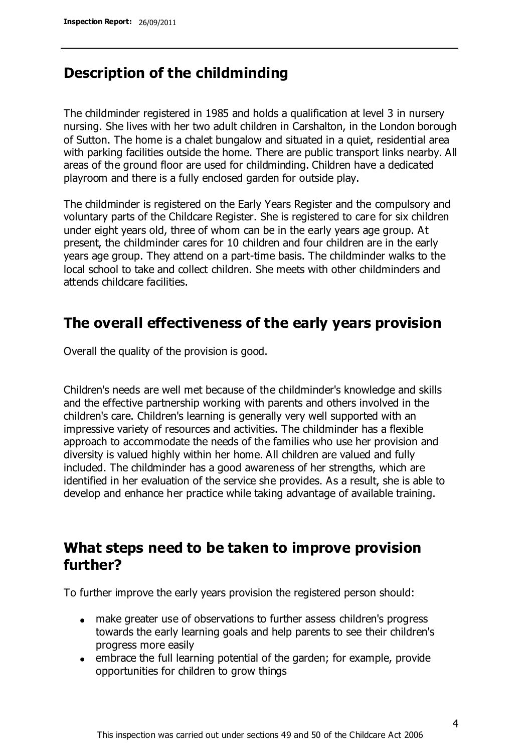## Description of the childminding

The childminder registered in 1985 and holds a qualification at level 3 in nursery nursing. She lives with her two adult children in Carshalton, in the London borough of Sutton. The home is a chalet bungalow and situated in a quiet, residential area with parking facilities outside the home. There are public transport links nearby. All areas of the ground floor are used for childminding. Children have a dedicated playroom and there is a fully enclosed garden for outside play.

The childminder is registered on the Early Years Register and the compulsory and voluntary parts of the Childcare Register. She is registered to care for six children under eight years old, three of whom can be in the early years age group. At present, the childminder cares for 10 children and four children are in the early years age group. They attend on a part-time basis. The childminder walks to the local school to take and collect children. She meets with other childminders and attends childcare facilities.

## The overall effectiveness of the early years provision

Overall the quality of the provision is good.

Children's needs are well met because of the childminder's knowledge and skills and the effective partnership working with parents and others involved in the children's care. Children's learning is generally very well supported with an impressive variety of resources and activities. The childminder has a flexible approach to accommodate the needs of the families who use her provision and diversity is valued highly within her home. All children are valued and fully included. The childminder has a good awareness of her strengths, which are identified in her evaluation of the service she provides. As a result, she is able to develop and enhance her practice while taking advantage of available training.

## What steps need to be taken to improve provision further?

To further improve the early years provision the registered person should:

- make greater use of observations to further assess children's progress towards the early learning goals and help parents to see their children's progress more easily
- embrace the full learning potential of the garden; for example, provide opportunities for children to grow things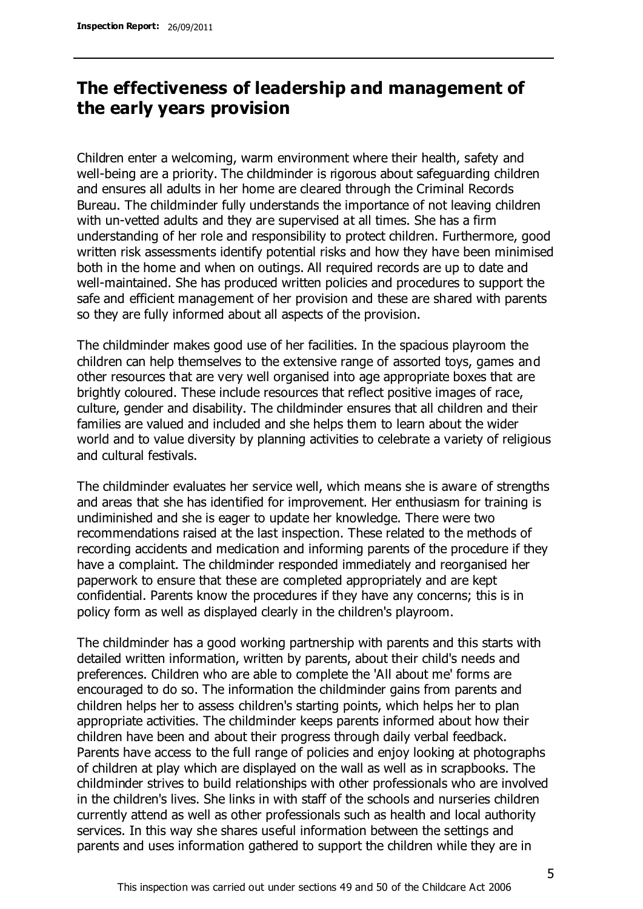## The effectiveness of leadership and management of the early years provision

Children enter a welcoming, warm environment where their health, safety and well-being are a priority. The childminder is rigorous about safeguarding children and ensures all adults in her home are cleared through the Criminal Records Bureau. The childminder fully understands the importance of not leaving children with un-vetted adults and they are supervised at all times. She has a firm understanding of her role and responsibility to protect children. Furthermore, good written risk assessments identify potential risks and how they have been minimised both in the home and when on outings. All required records are up to date and well-maintained. She has produced written policies and procedures to support the safe and efficient management of her provision and these are shared with parents so they are fully informed about all aspects of the provision.

The childminder makes good use of her facilities. In the spacious playroom the children can help themselves to the extensive range of assorted toys, games and other resources that are very well organised into age appropriate boxes that are brightly coloured. These include resources that reflect positive images of race, culture, gender and disability. The childminder ensures that all children and their families are valued and included and she helps them to learn about the wider world and to value diversity by planning activities to celebrate a variety of religious and cultural festivals.

The childminder evaluates her service well, which means she is aware of strengths and areas that she has identified for improvement. Her enthusiasm for training is undiminished and she is eager to update her knowledge. There were two recommendations raised at the last inspection. These related to the methods of recording accidents and medication and informing parents of the procedure if they have a complaint. The childminder responded immediately and reorganised her paperwork to ensure that these are completed appropriately and are kept confidential. Parents know the procedures if they have any concerns; this is in policy form as well as displayed clearly in the children's playroom.

The childminder has a good working partnership with parents and this starts with detailed written information, written by parents, about their child's needs and preferences. Children who are able to complete the 'All about me' forms are encouraged to do so. The information the childminder gains from parents and children helps her to assess children's starting points, which helps her to plan appropriate activities. The childminder keeps parents informed about how their children have been and about their progress through daily verbal feedback. Parents have access to the full range of policies and enjoy looking at photographs of children at play which are displayed on the wall as well as in scrapbooks. The childminder strives to build relationships with other professionals who are involved in the children's lives. She links in with staff of the schools and nurseries children currently attend as well as other professionals such as health and local authority services. In this way she shares useful information between the settings and parents and uses information gathered to support the children while they are in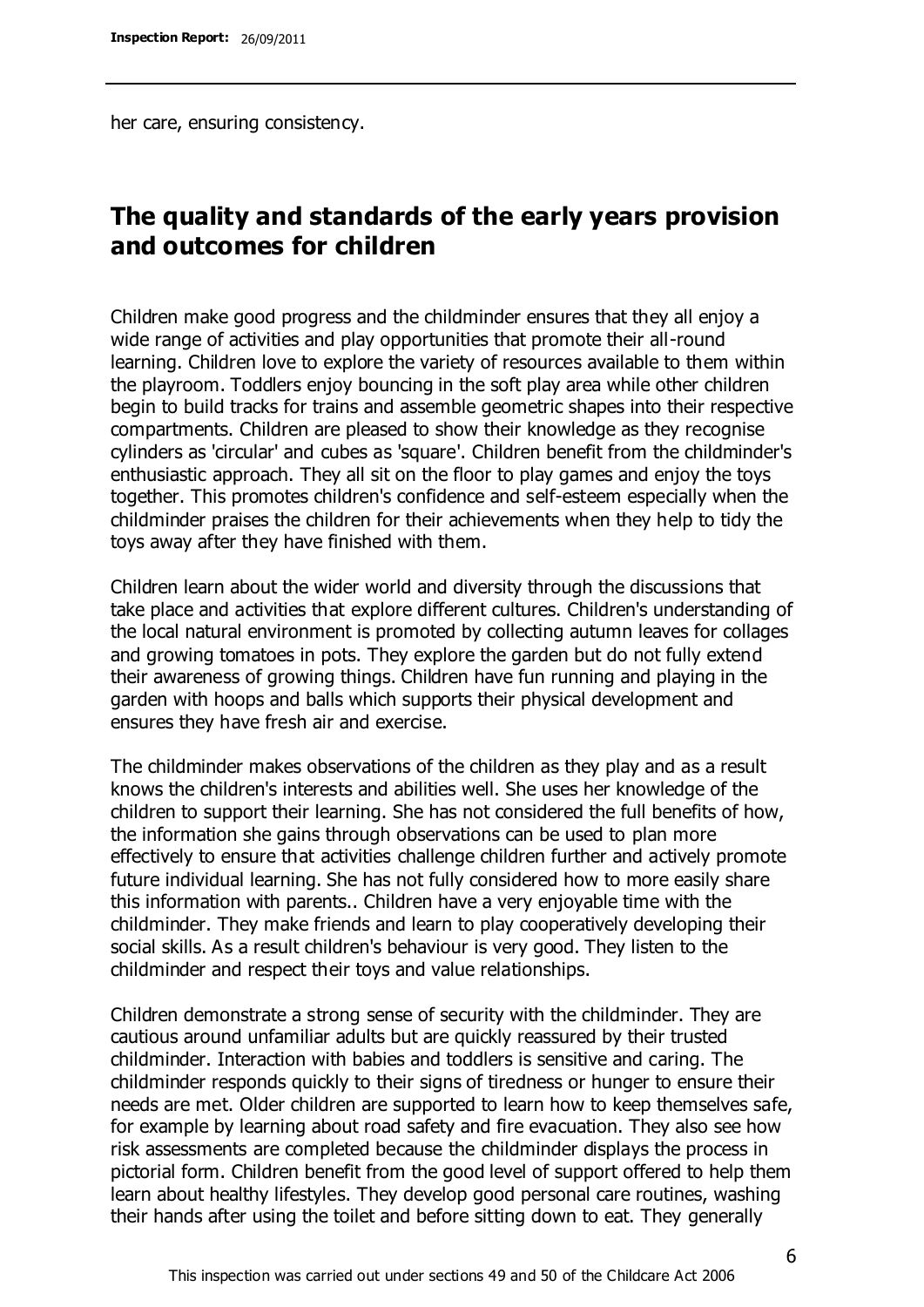her care, ensuring consistency.

## The quality and standards of the early years provision and outcomes for children

Children make good progress and the childminder ensures that they all enjoy a wide range of activities and play opportunities that promote their all-round learning. Children love to explore the variety of resources available to them within the playroom. Toddlers enjoy bouncing in the soft play area while other children begin to build tracks for trains and assemble geometric shapes into their respective compartments. Children are pleased to show their knowledge as they recognise cylinders as 'circular' and cubes as 'square'. Children benefit from the childminder's enthusiastic approach. They all sit on the floor to play games and enjoy the toys together. This promotes children's confidence and self-esteem especially when the childminder praises the children for their achievements when they help to tidy the toys away after they have finished with them.

Children learn about the wider world and diversity through the discussions that take place and activities that explore different cultures. Children's understanding of the local natural environment is promoted by collecting autumn leaves for collages and growing tomatoes in pots. They explore the garden but do not fully extend their awareness of growing things. Children have fun running and playing in the garden with hoops and balls which supports their physical development and ensures they have fresh air and exercise.

The childminder makes observations of the children as they play and as a result knows the children's interests and abilities well. She uses her knowledge of the children to support their learning. She has not considered the full benefits of how, the information she gains through observations can be used to plan more effectively to ensure that activities challenge children further and actively promote future individual learning. She has not fully considered how to more easily share this information with parents.. Children have a very enjoyable time with the childminder. They make friends and learn to play cooperatively developing their social skills. As a result children's behaviour is very good. They listen to the childminder and respect their toys and value relationships.

Children demonstrate a strong sense of security with the childminder. They are cautious around unfamiliar adults but are quickly reassured by their trusted childminder. Interaction with babies and toddlers is sensitive and caring. The childminder responds quickly to their signs of tiredness or hunger to ensure their needs are met. Older children are supported to learn how to keep themselves safe, for example by learning about road safety and fire evacuation. They also see how risk assessments are completed because the childminder displays the process in pictorial form. Children benefit from the good level of support offered to help them learn about healthy lifestyles. They develop good personal care routines, washing their hands after using the toilet and before sitting down to eat. They generally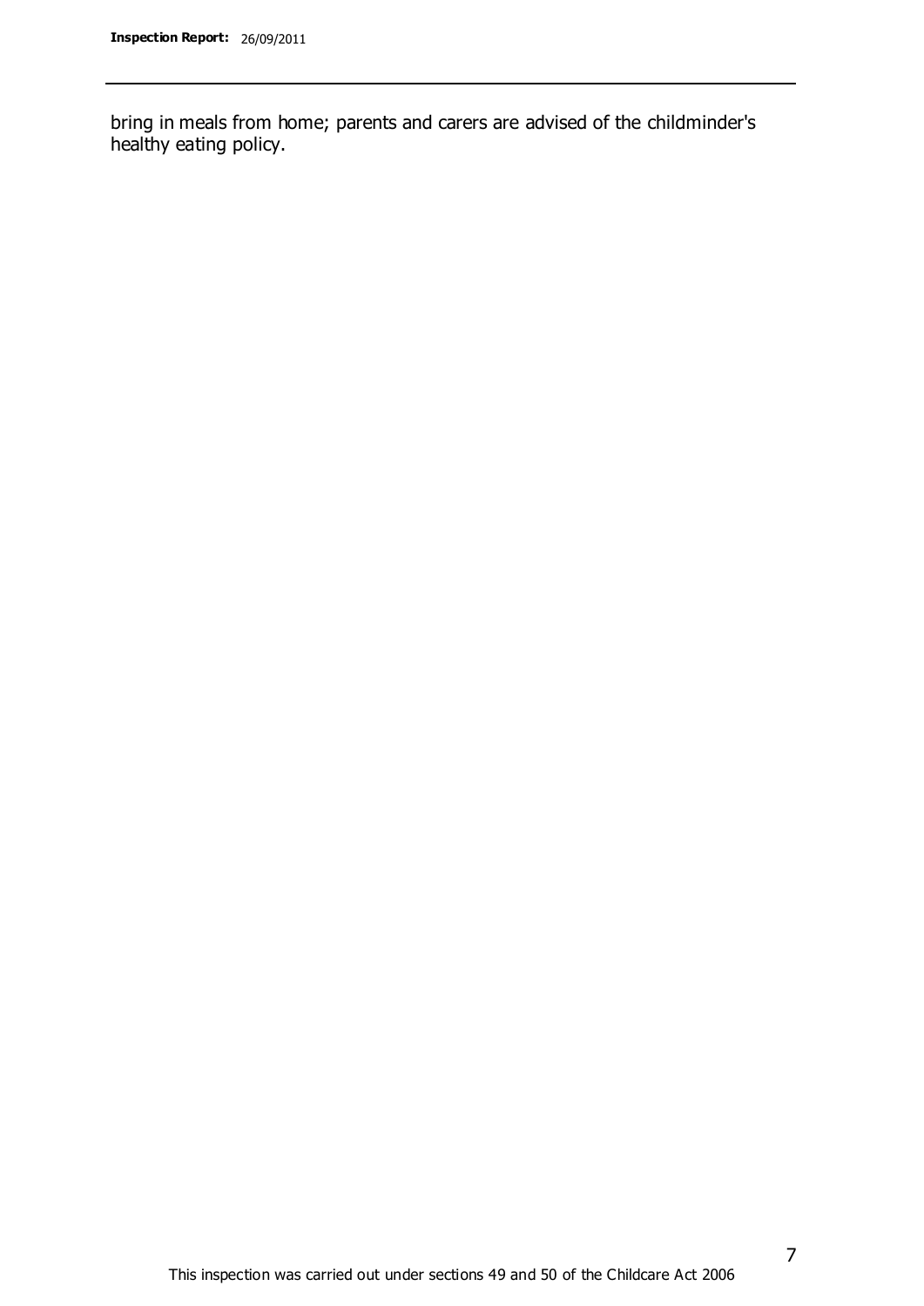bring in meals from home; parents and carers are advised of the childminder's healthy eating policy.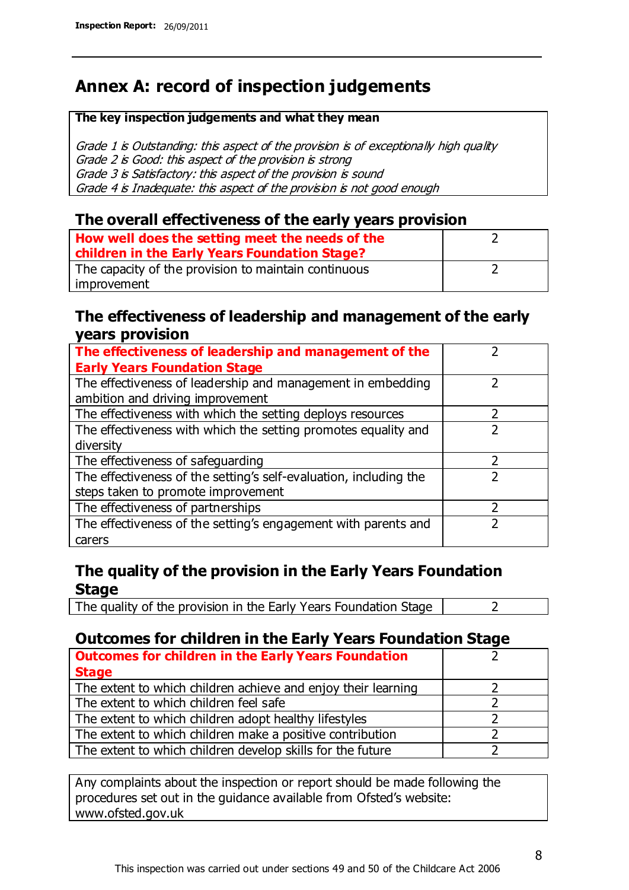# Annex A: record of inspection judgements

**The key inspection judgements and what they mean**

*Grade 1 is Outstanding: this aspect of the provision is of exceptionally high quality*
*Grade 2 is Good: this aspect of the provision is strong*
*Grade 3 is Satisfactory: this aspect of the provision is sound*
*Grade 4 is Inadequate: this aspect of the provision is not good enough*

## The overall effectiveness of the early years provision

| | |
|---|---|
| **How well does the setting meet the needs of the children in the Early Years Foundation Stage?** | 2 |
| The capacity of the provision to maintain continuous improvement | 2 |

## The effectiveness of leadership and management of the early years provision

| | |
|---|---|
| **The effectiveness of leadership and management of the Early Years Foundation Stage** | 2 |
| The effectiveness of leadership and management in embedding ambition and driving improvement | 2 |
| The effectiveness with which the setting deploys resources | 2 |
| The effectiveness with which the setting promotes equality and diversity | 2 |
| The effectiveness of safeguarding | 2 |
| The effectiveness of the setting's self-evaluation, including the steps taken to promote improvement | 2 |
| The effectiveness of partnerships | 2 |
| The effectiveness of the setting's engagement with parents and carers | 2 |

## The quality of the provision in the Early Years Foundation Stage

| | |
|---|---|
| The quality of the provision in the Early Years Foundation Stage | 2 |

## Outcomes for children in the Early Years Foundation Stage

| | |
|---|---|
| **Outcomes for children in the Early Years Foundation Stage** | 2 |
| The extent to which children achieve and enjoy their learning | 2 |
| The extent to which children feel safe | 2 |
| The extent to which children adopt healthy lifestyles | 2 |
| The extent to which children make a positive contribution | 2 |
| The extent to which children develop skills for the future | 2 |

Any complaints about the inspection or report should be made following the procedures set out in the guidance available from Ofsted's website: www.ofsted.gov.uk

This inspection was carried out under sections 49 and 50 of the Childcare Act 2006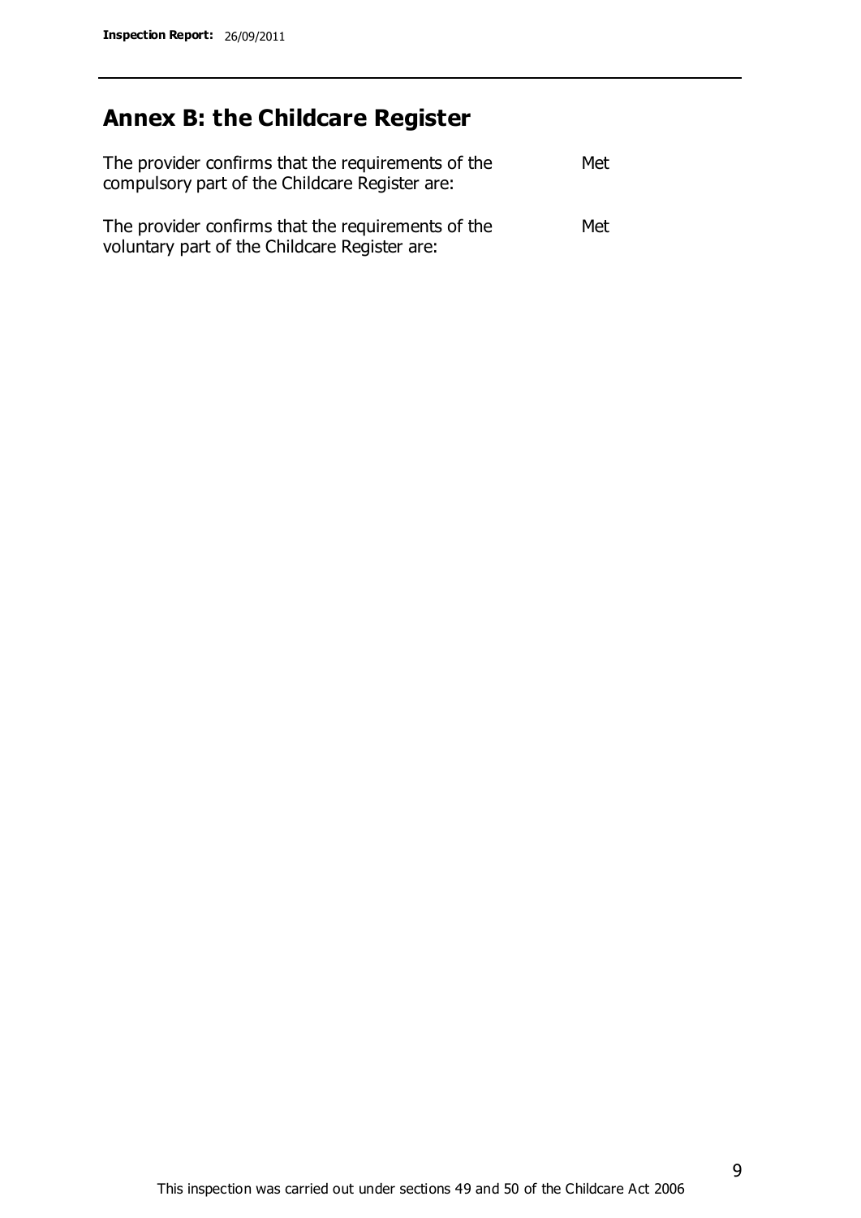## Annex B: the Childcare Register

| | |
|---|---|
| The provider confirms that the requirements of the compulsory part of the Childcare Register are: | Met |
| The provider confirms that the requirements of the voluntary part of the Childcare Register are: | Met |

This inspection was carried out under sections 49 and 50 of the Childcare Act 2006